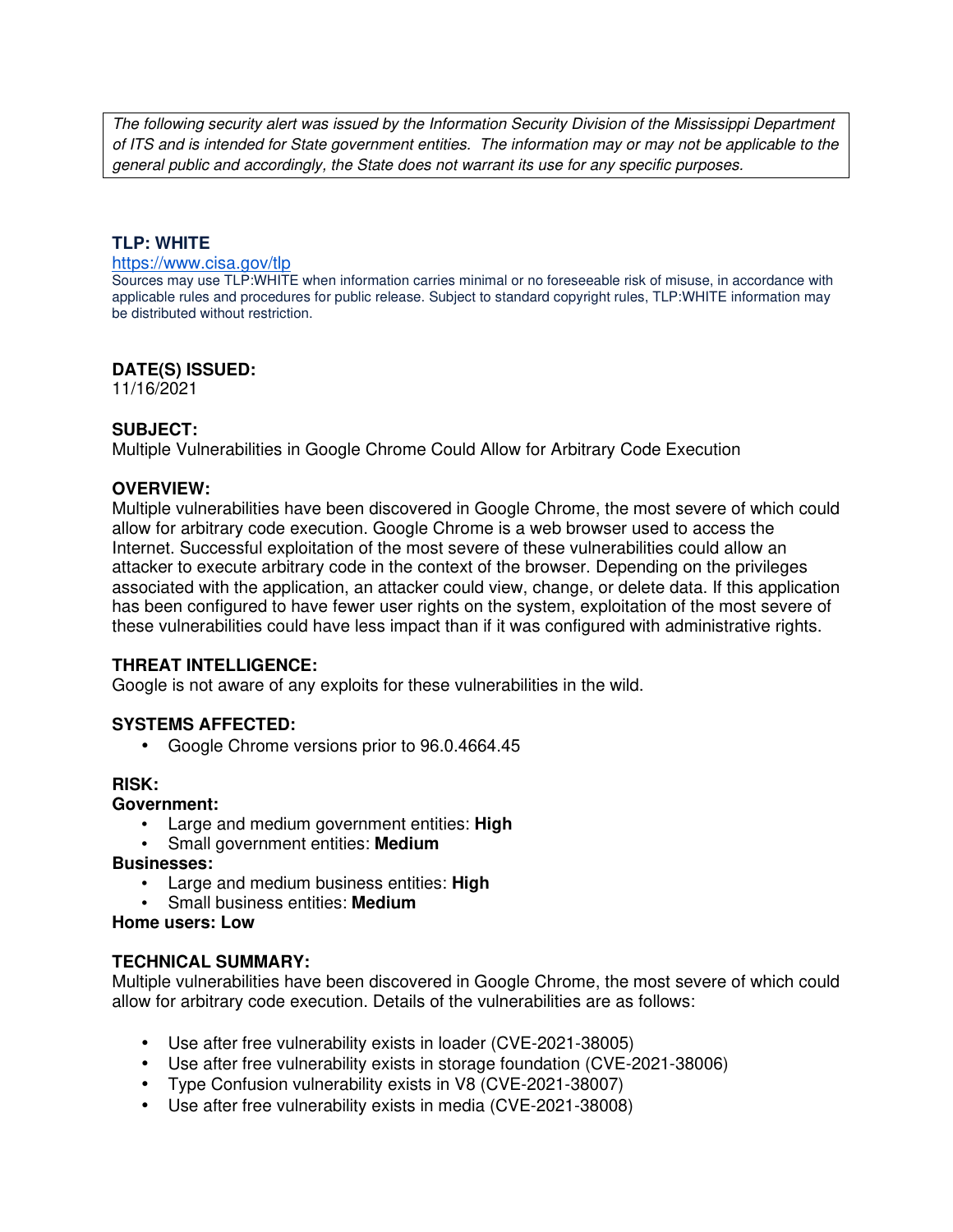*The following security alert was issued by the Information Security Division of the Mississippi Department of ITS and is intended for State government entities. The information may or may not be applicable to the general public and accordingly, the State does not warrant its use for any specific purposes.*

**TLP: WHITE**

https://www.cisa.gov/tlp

Sources may use TLP:WHITE when information carries minimal or no foreseeable risk of misuse, in accordance with applicable rules and procedures for public release. Subject to standard copyright rules, TLP:WHITE information may be distributed without restriction.

**DATE(S) ISSUED:**

11/16/2021

**SUBJECT:**

Multiple Vulnerabilities in Google Chrome Could Allow for Arbitrary Code Execution

**OVERVIEW:**

Multiple vulnerabilities have been discovered in Google Chrome, the most severe of which could allow for arbitrary code execution. Google Chrome is a web browser used to access the Internet. Successful exploitation of the most severe of these vulnerabilities could allow an attacker to execute arbitrary code in the context of the browser. Depending on the privileges associated with the application, an attacker could view, change, or delete data. If this application has been configured to have fewer user rights on the system, exploitation of the most severe of these vulnerabilities could have less impact than if it was configured with administrative rights.

**THREAT INTELLIGENCE:**

Google is not aware of any exploits for these vulnerabilities in the wild.

**SYSTEMS AFFECTED:**

- Google Chrome versions prior to 96.0.4664.45

**RISK:**

**Government:**

- Large and medium government entities: **High**
- Small government entities: **Medium**

**Businesses:**

- Large and medium business entities: **High**
- Small business entities: **Medium**

**Home users: Low**

**TECHNICAL SUMMARY:**

Multiple vulnerabilities have been discovered in Google Chrome, the most severe of which could allow for arbitrary code execution. Details of the vulnerabilities are as follows:

- Use after free vulnerability exists in loader (CVE-2021-38005)
- Use after free vulnerability exists in storage foundation (CVE-2021-38006)
- Type Confusion vulnerability exists in V8 (CVE-2021-38007)
- Use after free vulnerability exists in media (CVE-2021-38008)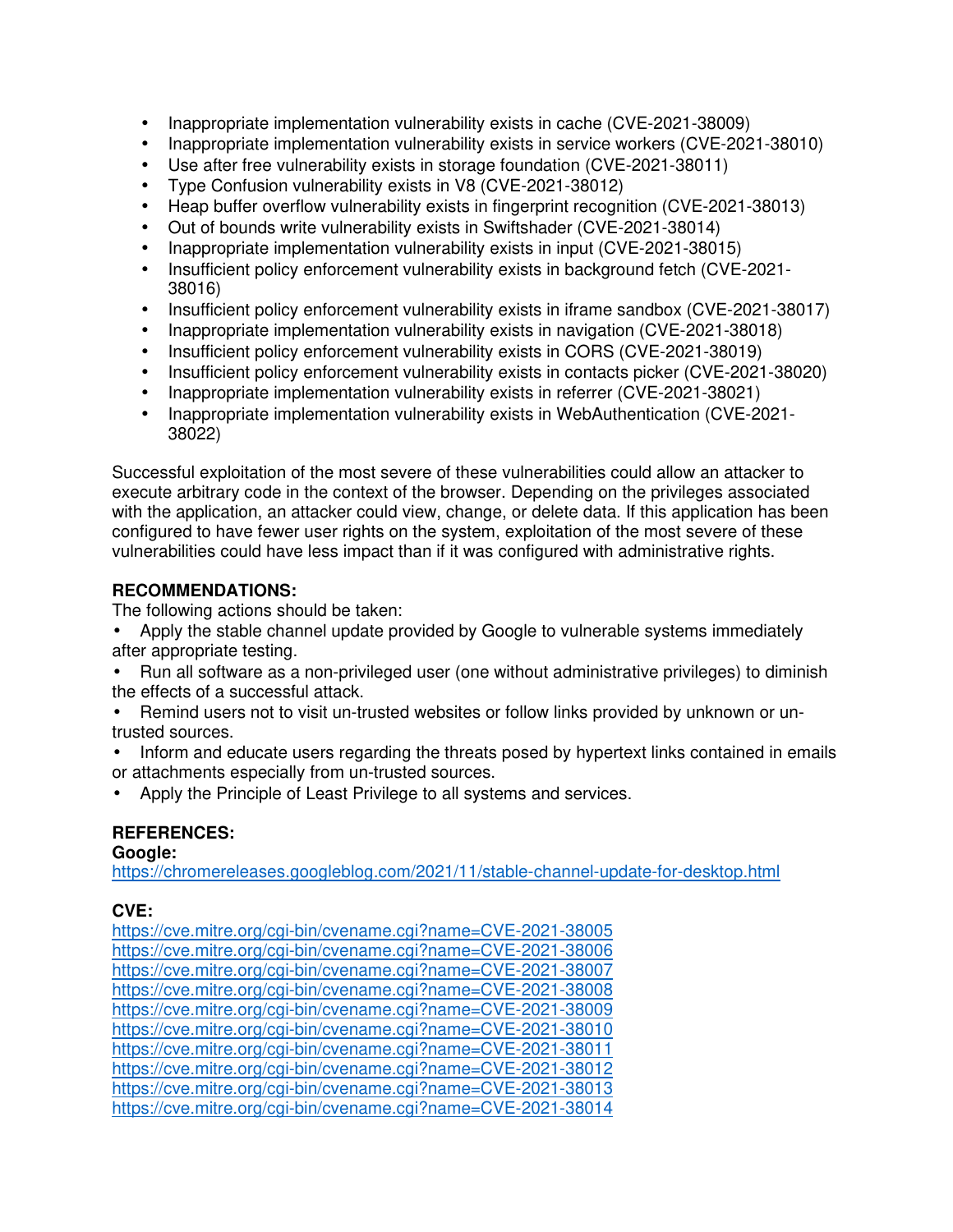- Inappropriate implementation vulnerability exists in cache (CVE-2021-38009)
- Inappropriate implementation vulnerability exists in service workers (CVE-2021-38010)
- Use after free vulnerability exists in storage foundation (CVE-2021-38011)
- Type Confusion vulnerability exists in V8 (CVE-2021-38012)
- Heap buffer overflow vulnerability exists in fingerprint recognition (CVE-2021-38013)
- Out of bounds write vulnerability exists in Swiftshader (CVE-2021-38014)
- Inappropriate implementation vulnerability exists in input (CVE-2021-38015)
- Insufficient policy enforcement vulnerability exists in background fetch (CVE-2021-38016)
- Insufficient policy enforcement vulnerability exists in iframe sandbox (CVE-2021-38017)
- Inappropriate implementation vulnerability exists in navigation (CVE-2021-38018)
- Insufficient policy enforcement vulnerability exists in CORS (CVE-2021-38019)
- Insufficient policy enforcement vulnerability exists in contacts picker (CVE-2021-38020)
- Inappropriate implementation vulnerability exists in referrer (CVE-2021-38021)
- Inappropriate implementation vulnerability exists in WebAuthentication (CVE-2021-38022)

Successful exploitation of the most severe of these vulnerabilities could allow an attacker to execute arbitrary code in the context of the browser. Depending on the privileges associated with the application, an attacker could view, change, or delete data. If this application has been configured to have fewer user rights on the system, exploitation of the most severe of these vulnerabilities could have less impact than if it was configured with administrative rights.

**RECOMMENDATIONS:**

The following actions should be taken:

- Apply the stable channel update provided by Google to vulnerable systems immediately after appropriate testing.
- Run all software as a non-privileged user (one without administrative privileges) to diminish the effects of a successful attack.
- Remind users not to visit un-trusted websites or follow links provided by unknown or un-trusted sources.
- Inform and educate users regarding the threats posed by hypertext links contained in emails or attachments especially from un-trusted sources.
- Apply the Principle of Least Privilege to all systems and services.

**REFERENCES:**

**Google:**

https://chromereleases.googleblog.com/2021/11/stable-channel-update-for-desktop.html

**CVE:**

https://cve.mitre.org/cgi-bin/cvename.cgi?name=CVE-2021-38005
https://cve.mitre.org/cgi-bin/cvename.cgi?name=CVE-2021-38006
https://cve.mitre.org/cgi-bin/cvename.cgi?name=CVE-2021-38007
https://cve.mitre.org/cgi-bin/cvename.cgi?name=CVE-2021-38008
https://cve.mitre.org/cgi-bin/cvename.cgi?name=CVE-2021-38009
https://cve.mitre.org/cgi-bin/cvename.cgi?name=CVE-2021-38010
https://cve.mitre.org/cgi-bin/cvename.cgi?name=CVE-2021-38011
https://cve.mitre.org/cgi-bin/cvename.cgi?name=CVE-2021-38012
https://cve.mitre.org/cgi-bin/cvename.cgi?name=CVE-2021-38013
https://cve.mitre.org/cgi-bin/cvename.cgi?name=CVE-2021-38014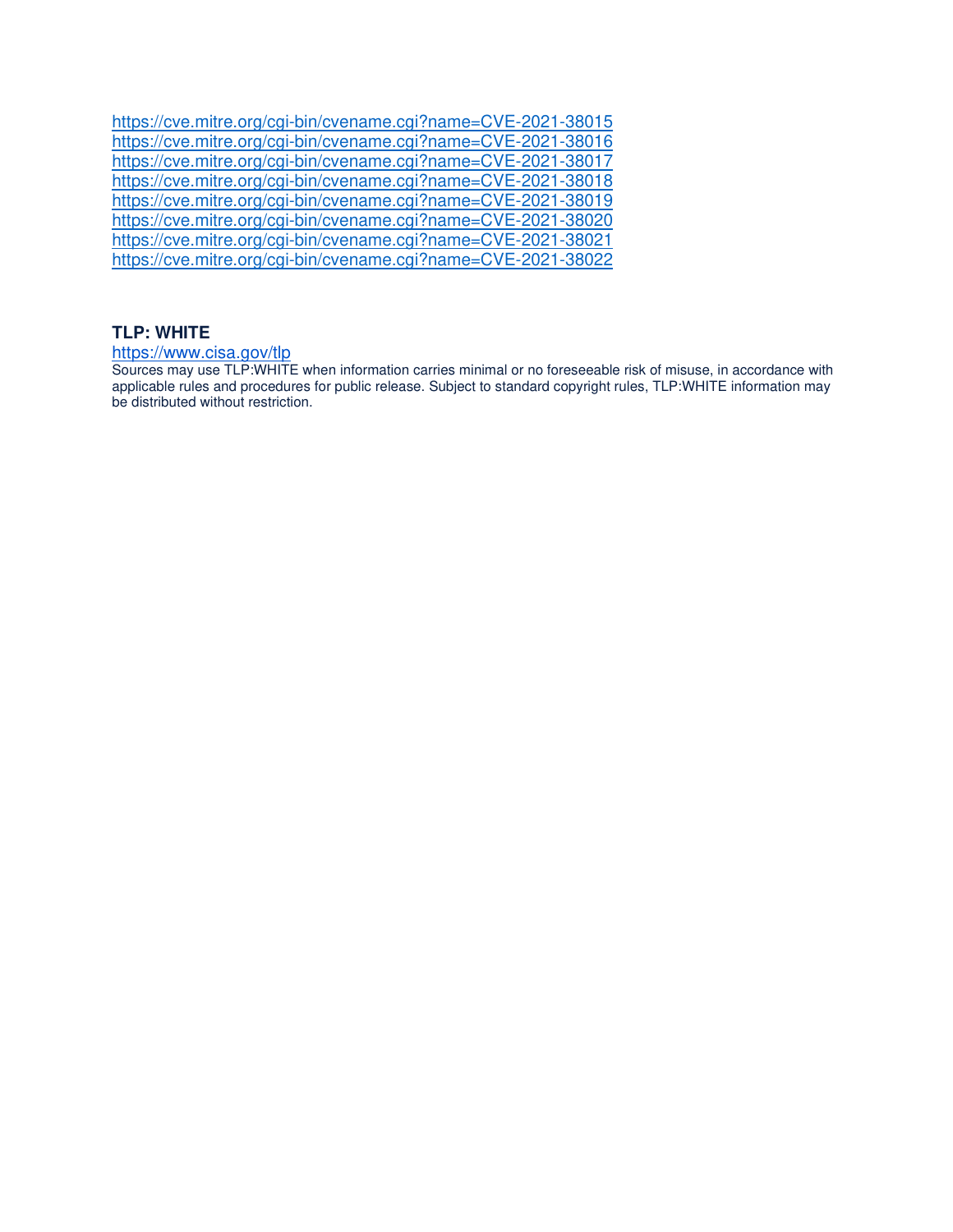https://cve.mitre.org/cgi-bin/cvename.cgi?name=CVE-2021-38015
https://cve.mitre.org/cgi-bin/cvename.cgi?name=CVE-2021-38016
https://cve.mitre.org/cgi-bin/cvename.cgi?name=CVE-2021-38017
https://cve.mitre.org/cgi-bin/cvename.cgi?name=CVE-2021-38018
https://cve.mitre.org/cgi-bin/cvename.cgi?name=CVE-2021-38019
https://cve.mitre.org/cgi-bin/cvename.cgi?name=CVE-2021-38020
https://cve.mitre.org/cgi-bin/cvename.cgi?name=CVE-2021-38021
https://cve.mitre.org/cgi-bin/cvename.cgi?name=CVE-2021-38022

**TLP: WHITE**

https://www.cisa.gov/tlp

Sources may use TLP:WHITE when information carries minimal or no foreseeable risk of misuse, in accordance with applicable rules and procedures for public release. Subject to standard copyright rules, TLP:WHITE information may be distributed without restriction.